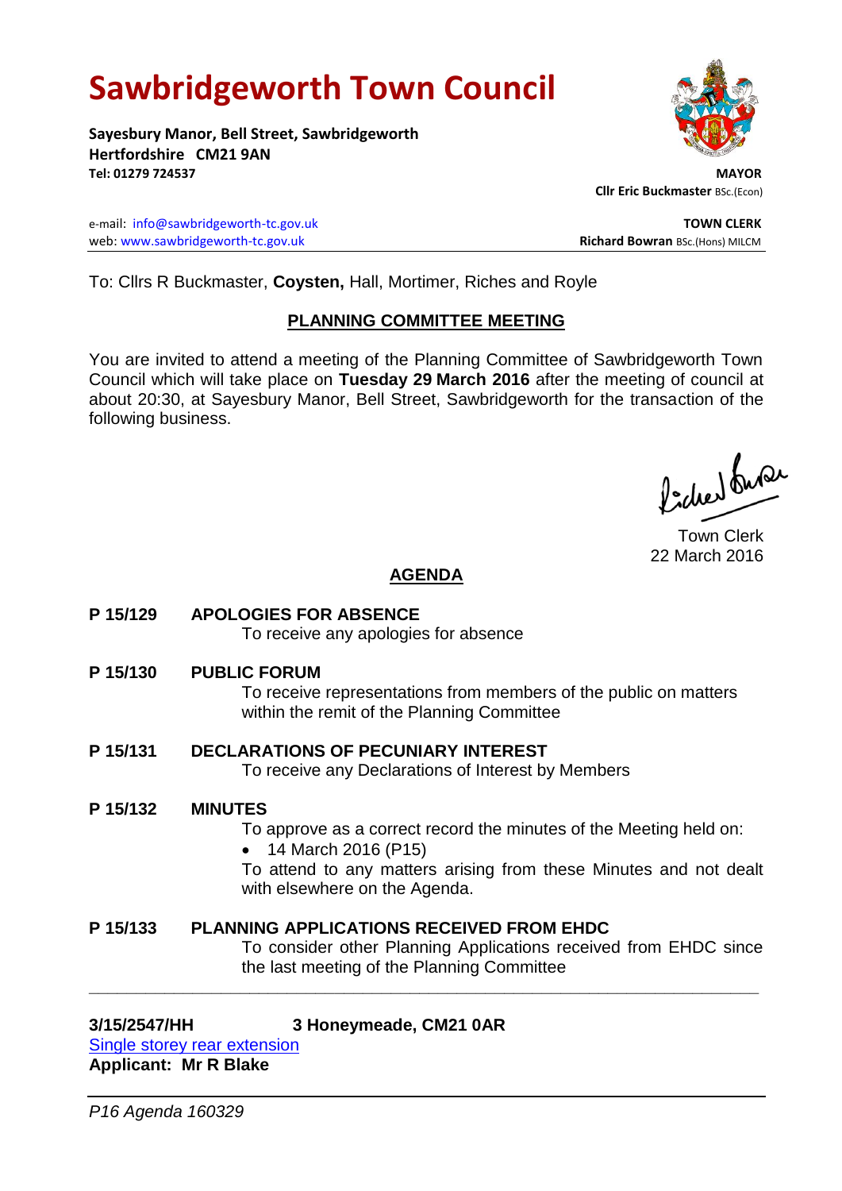# Sawbridgeworth Town Council

**Sayesbury Manor, Bell Street, Sawbridgeworth**
**Hertfordshire CM21 9AN**
**Tel: 01279 724537**

**MAYOR**
**Cllr Eric Buckmaster** BSc.(Econ)

e-mail: info@sawbridgeworth-tc.gov.uk
web: www.sawbridgeworth-tc.gov.uk

**TOWN CLERK**
**Richard Bowran** BSc.(Hons) MILCM

To: Cllrs R Buckmaster, **Coysten,** Hall, Mortimer, Riches and Royle

## PLANNING COMMITTEE MEETING

You are invited to attend a meeting of the Planning Committee of Sawbridgeworth Town Council which will take place on **Tuesday 29 March 2016** after the meeting of council at about 20:30, at Sayesbury Manor, Bell Street, Sawbridgeworth for the transaction of the following business.

Town Clerk
22 March 2016

## AGENDA

**P 15/129 APOLOGIES FOR ABSENCE**
To receive any apologies for absence

**P 15/130 PUBLIC FORUM**
To receive representations from members of the public on matters within the remit of the Planning Committee

**P 15/131 DECLARATIONS OF PECUNIARY INTEREST**
To receive any Declarations of Interest by Members

**P 15/132 MINUTES**
To approve as a correct record the minutes of the Meeting held on:

- 14 March 2016 (P15)

To attend to any matters arising from these Minutes and not dealt with elsewhere on the Agenda.

**P 15/133 PLANNING APPLICATIONS RECEIVED FROM EHDC**
To consider other Planning Applications received from EHDC since the last meeting of the Planning Committee

---

**3/15/2547/HH 3 Honeymeade, CM21 0AR**
Single storey rear extension
**Applicant: Mr R Blake**

*P16 Agenda 160329*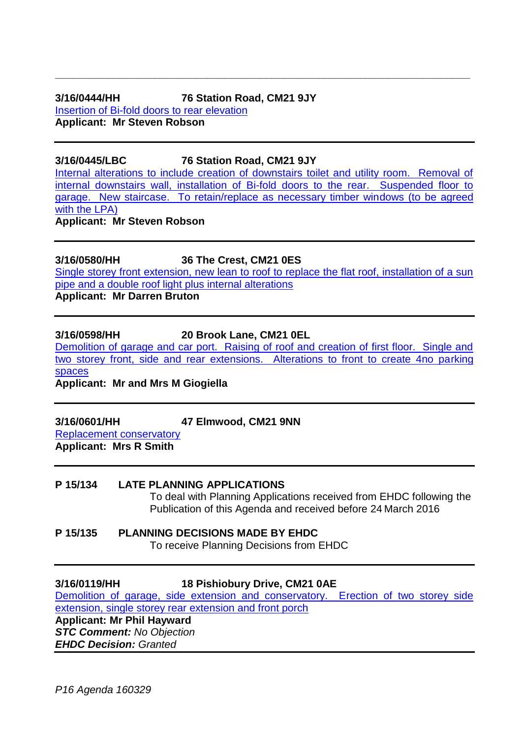---

**3/16/0444/HH 76 Station Road, CM21 9JY**

Insertion of Bi-fold doors to rear elevation

**Applicant: Mr Steven Robson**

---

**3/16/0445/LBC 76 Station Road, CM21 9JY**

Internal alterations to include creation of downstairs toilet and utility room. Removal of internal downstairs wall, installation of Bi-fold doors to the rear. Suspended floor to garage. New staircase. To retain/replace as necessary timber windows (to be agreed with the LPA)

**Applicant: Mr Steven Robson**

---

**3/16/0580/HH 36 The Crest, CM21 0ES**

Single storey front extension, new lean to roof to replace the flat roof, installation of a sun pipe and a double roof light plus internal alterations

**Applicant: Mr Darren Bruton**

---

**3/16/0598/HH 20 Brook Lane, CM21 0EL**

Demolition of garage and car port. Raising of roof and creation of first floor. Single and two storey front, side and rear extensions. Alterations to front to create 4no parking spaces

**Applicant: Mr and Mrs M Giogiella**

---

**3/16/0601/HH 47 Elmwood, CM21 9NN**

Replacement conservatory

**Applicant: Mrs R Smith**

---

**P 15/134 LATE PLANNING APPLICATIONS**

To deal with Planning Applications received from EHDC following the Publication of this Agenda and received before 24 March 2016

**P 15/135 PLANNING DECISIONS MADE BY EHDC**

To receive Planning Decisions from EHDC

---

**3/16/0119/HH 18 Pishiobury Drive, CM21 0AE**

Demolition of garage, side extension and conservatory. Erection of two storey side extension, single storey rear extension and front porch

**Applicant: Mr Phil Hayward**

***STC Comment:*** *No Objection*

***EHDC Decision:*** *Granted*

---

*P16 Agenda 160329*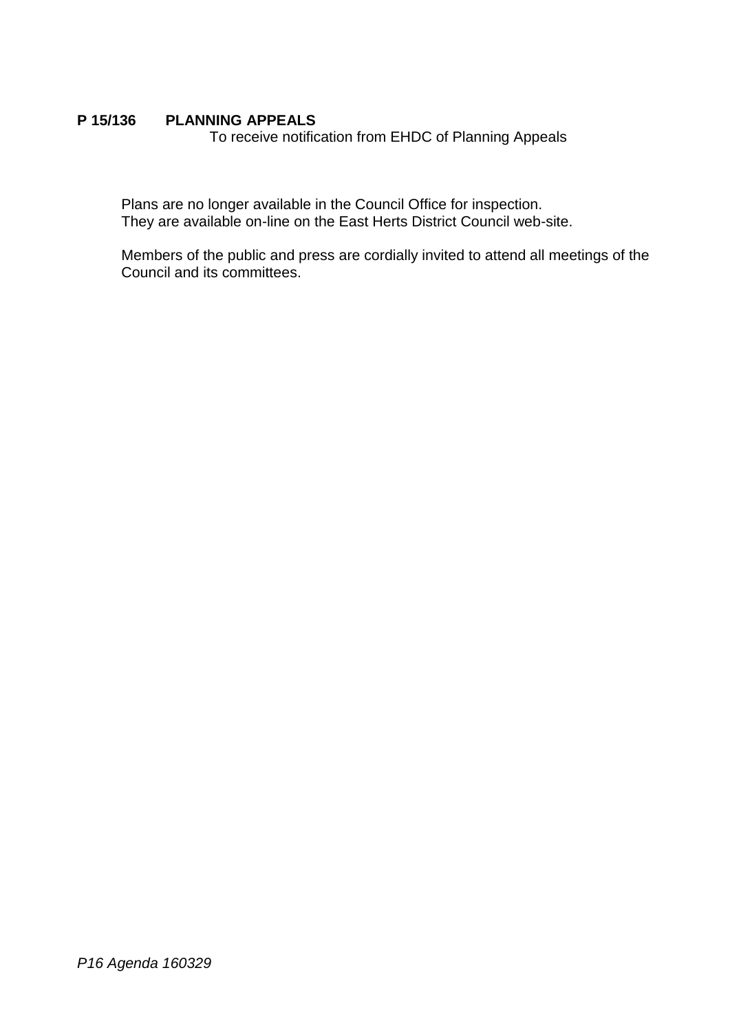**P 15/136 PLANNING APPEALS**

To receive notification from EHDC of Planning Appeals

Plans are no longer available in the Council Office for inspection.
They are available on-line on the East Herts District Council web-site.

Members of the public and press are cordially invited to attend all meetings of the Council and its committees.